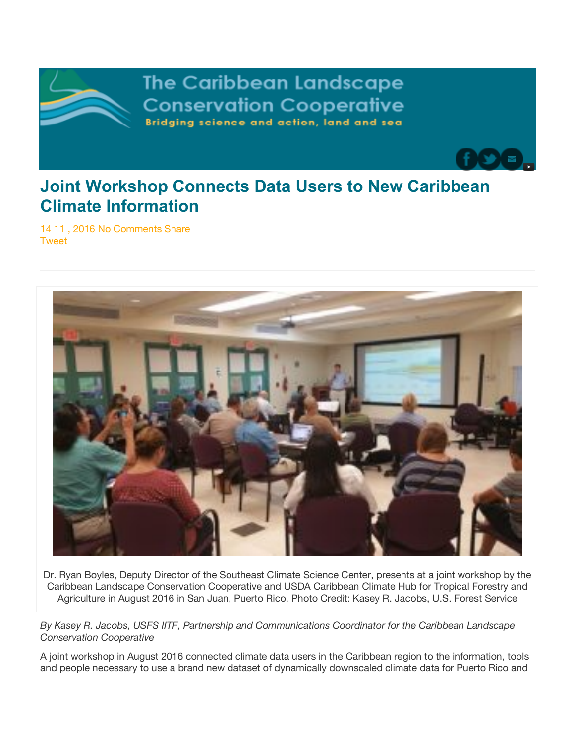The Caribbean Landscape Conservation Cooperative

Bridging science and action, land and sea

# Joint Workshop Connects Data Users to New Caribbean Climate Information

14 11 , 2016 No Comments Share
Tweet

---

Dr. Ryan Boyles, Deputy Director of the Southeast Climate Science Center, presents at a joint workshop by the Caribbean Landscape Conservation Cooperative and USDA Caribbean Climate Hub for Tropical Forestry and Agriculture in August 2016 in San Juan, Puerto Rico. Photo Credit: Kasey R. Jacobs, U.S. Forest Service

*By Kasey R. Jacobs, USFS IITF, Partnership and Communications Coordinator for the Caribbean Landscape Conservation Cooperative*

A joint workshop in August 2016 connected climate data users in the Caribbean region to the information, tools and people necessary to use a brand new dataset of dynamically downscaled climate data for Puerto Rico and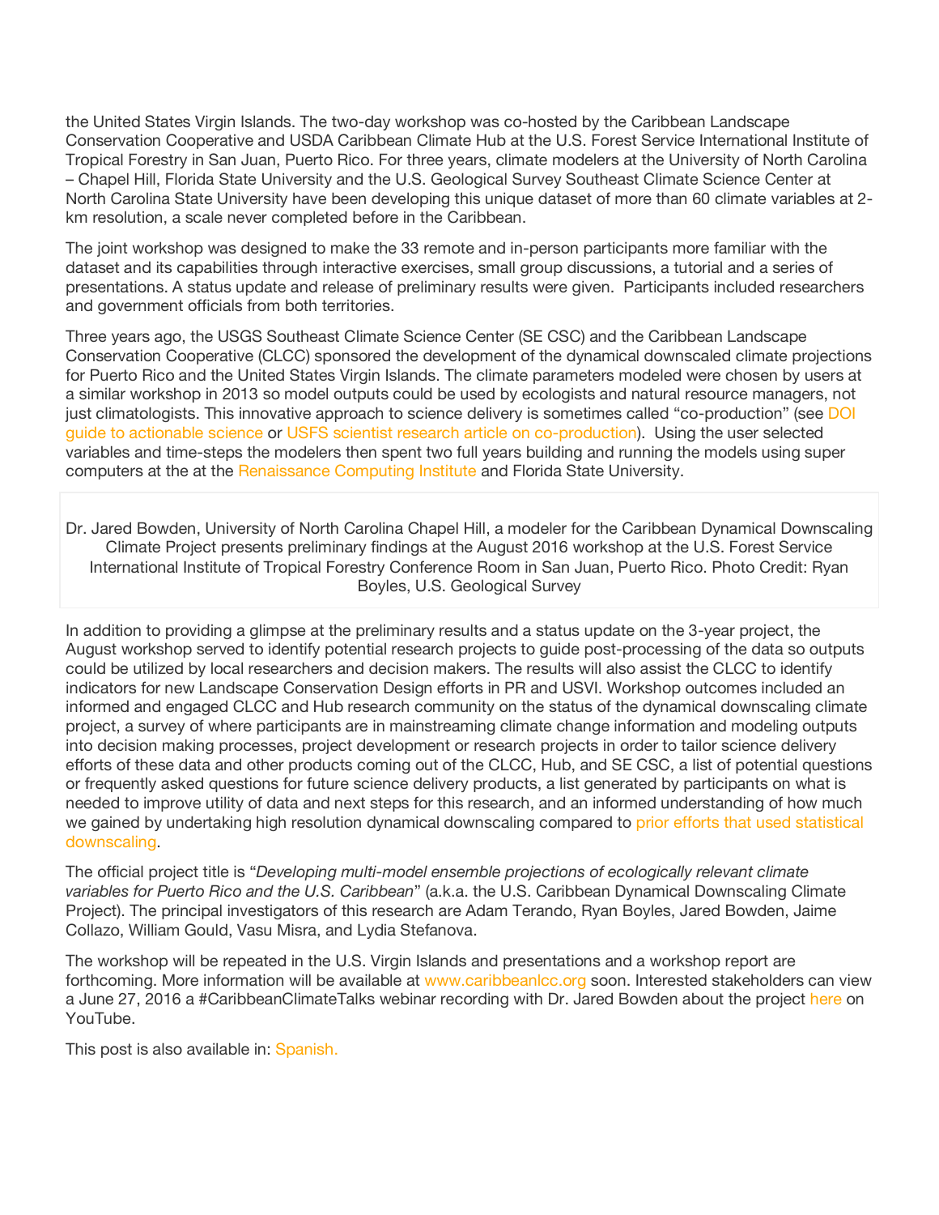the United States Virgin Islands. The two-day workshop was co-hosted by the Caribbean Landscape Conservation Cooperative and USDA Caribbean Climate Hub at the U.S. Forest Service International Institute of Tropical Forestry in San Juan, Puerto Rico. For three years, climate modelers at the University of North Carolina – Chapel Hill, Florida State University and the U.S. Geological Survey Southeast Climate Science Center at North Carolina State University have been developing this unique dataset of more than 60 climate variables at 2-km resolution, a scale never completed before in the Caribbean.

The joint workshop was designed to make the 33 remote and in-person participants more familiar with the dataset and its capabilities through interactive exercises, small group discussions, a tutorial and a series of presentations. A status update and release of preliminary results were given. Participants included researchers and government officials from both territories.

Three years ago, the USGS Southeast Climate Science Center (SE CSC) and the Caribbean Landscape Conservation Cooperative (CLCC) sponsored the development of the dynamical downscaled climate projections for Puerto Rico and the United States Virgin Islands. The climate parameters modeled were chosen by users at a similar workshop in 2013 so model outputs could be used by ecologists and natural resource managers, not just climatologists. This innovative approach to science delivery is sometimes called "co-production" (see DOI guide to actionable science or USFS scientist research article on co-production). Using the user selected variables and time-steps the modelers then spent two full years building and running the models using super computers at the at the Renaissance Computing Institute and Florida State University.

Dr. Jared Bowden, University of North Carolina Chapel Hill, a modeler for the Caribbean Dynamical Downscaling Climate Project presents preliminary findings at the August 2016 workshop at the U.S. Forest Service International Institute of Tropical Forestry Conference Room in San Juan, Puerto Rico. Photo Credit: Ryan Boyles, U.S. Geological Survey

In addition to providing a glimpse at the preliminary results and a status update on the 3-year project, the August workshop served to identify potential research projects to guide post-processing of the data so outputs could be utilized by local researchers and decision makers. The results will also assist the CLCC to identify indicators for new Landscape Conservation Design efforts in PR and USVI. Workshop outcomes included an informed and engaged CLCC and Hub research community on the status of the dynamical downscaling climate project, a survey of where participants are in mainstreaming climate change information and modeling outputs into decision making processes, project development or research projects in order to tailor science delivery efforts of these data and other products coming out of the CLCC, Hub, and SE CSC, a list of potential questions or frequently asked questions for future science delivery products, a list generated by participants on what is needed to improve utility of data and next steps for this research, and an informed understanding of how much we gained by undertaking high resolution dynamical downscaling compared to prior efforts that used statistical downscaling.

The official project title is "*Developing multi-model ensemble projections of ecologically relevant climate variables for Puerto Rico and the U.S. Caribbean*" (a.k.a. the U.S. Caribbean Dynamical Downscaling Climate Project). The principal investigators of this research are Adam Terando, Ryan Boyles, Jared Bowden, Jaime Collazo, William Gould, Vasu Misra, and Lydia Stefanova.

The workshop will be repeated in the U.S. Virgin Islands and presentations and a workshop report are forthcoming. More information will be available at www.caribbeanlcc.org soon. Interested stakeholders can view a June 27, 2016 a #CaribbeanClimateTalks webinar recording with Dr. Jared Bowden about the project here on YouTube.

This post is also available in: Spanish.